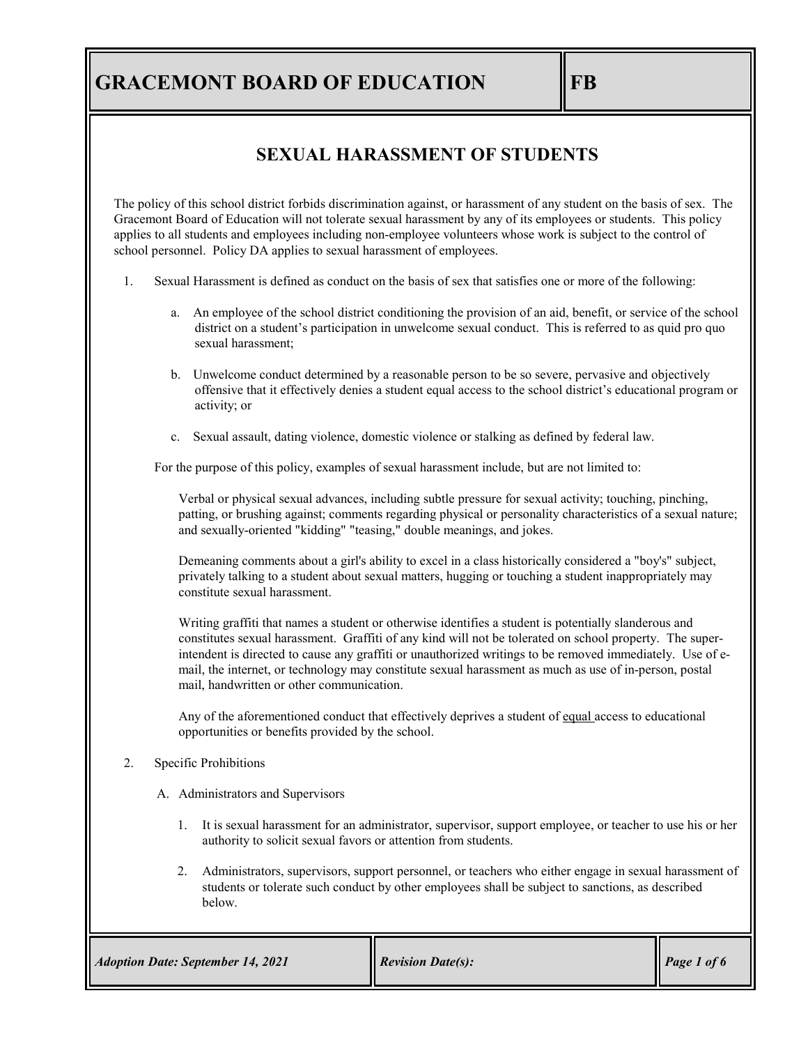# GRACEMONT BOARD OF EDUCATION — FB

## SEXUAL HARASSMENT OF STUDENTS

The policy of this school district forbids discrimination against, or harassment of any student on the basis of sex. The Gracemont Board of Education will not tolerate sexual harassment by any of its employees or students. This policy applies to all students and employees including non-employee volunteers whose work is subject to the control of school personnel. Policy DA applies to sexual harassment of employees.

1. Sexual Harassment is defined as conduct on the basis of sex that satisfies one or more of the following:

   a. An employee of the school district conditioning the provision of an aid, benefit, or service of the school district on a student's participation in unwelcome sexual conduct. This is referred to as quid pro quo sexual harassment;

   b. Unwelcome conduct determined by a reasonable person to be so severe, pervasive and objectively offensive that it effectively denies a student equal access to the school district's educational program or activity; or

   c. Sexual assault, dating violence, domestic violence or stalking as defined by federal law.

   For the purpose of this policy, examples of sexual harassment include, but are not limited to:

   Verbal or physical sexual advances, including subtle pressure for sexual activity; touching, pinching, patting, or brushing against; comments regarding physical or personality characteristics of a sexual nature; and sexually-oriented "kidding" "teasing," double meanings, and jokes.

   Demeaning comments about a girl's ability to excel in a class historically considered a "boy's" subject, privately talking to a student about sexual matters, hugging or touching a student inappropriately may constitute sexual harassment.

   Writing graffiti that names a student or otherwise identifies a student is potentially slanderous and constitutes sexual harassment. Graffiti of any kind will not be tolerated on school property. The super-intendent is directed to cause any graffiti or unauthorized writings to be removed immediately. Use of e-mail, the internet, or technology may constitute sexual harassment as much as use of in-person, postal mail, handwritten or other communication.

   Any of the aforementioned conduct that effectively deprives a student of <u>equal</u> access to educational opportunities or benefits provided by the school.

2. Specific Prohibitions

   A. Administrators and Supervisors

      1. It is sexual harassment for an administrator, supervisor, support employee, or teacher to use his or her authority to solicit sexual favors or attention from students.

      2. Administrators, supervisors, support personnel, or teachers who either engage in sexual harassment of students or tolerate such conduct by other employees shall be subject to sanctions, as described below.

*Adoption Date: September 14, 2021* | *Revision Date(s):*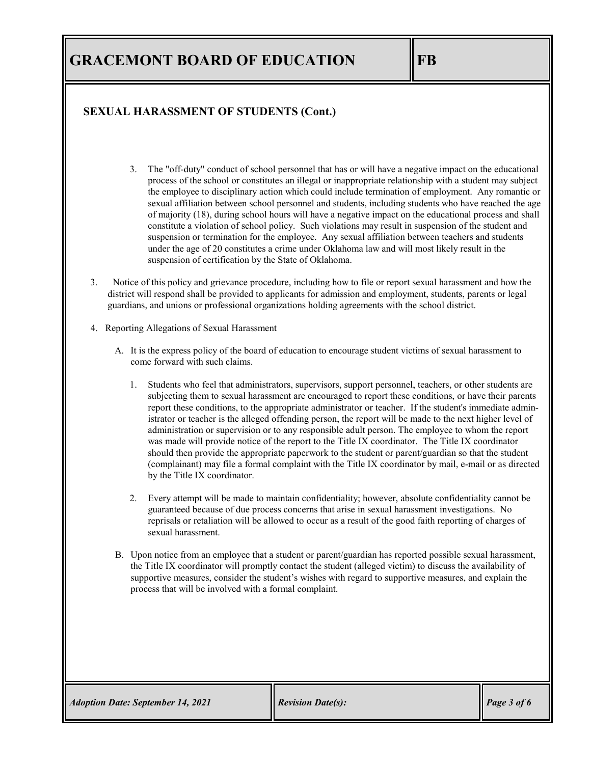## SEXUAL HARASSMENT OF STUDENTS (Cont.)

3. The "off-duty" conduct of school personnel that has or will have a negative impact on the educational process of the school or constitutes an illegal or inappropriate relationship with a student may subject the employee to disciplinary action which could include termination of employment. Any romantic or sexual affiliation between school personnel and students, including students who have reached the age of majority (18), during school hours will have a negative impact on the educational process and shall constitute a violation of school policy. Such violations may result in suspension of the student and suspension or termination for the employee. Any sexual affiliation between teachers and students under the age of 20 constitutes a crime under Oklahoma law and will most likely result in the suspension of certification by the State of Oklahoma.

3. Notice of this policy and grievance procedure, including how to file or report sexual harassment and how the district will respond shall be provided to applicants for admission and employment, students, parents or legal guardians, and unions or professional organizations holding agreements with the school district.

4. Reporting Allegations of Sexual Harassment

   A. It is the express policy of the board of education to encourage student victims of sexual harassment to come forward with such claims.

      1. Students who feel that administrators, supervisors, support personnel, teachers, or other students are subjecting them to sexual harassment are encouraged to report these conditions, or have their parents report these conditions, to the appropriate administrator or teacher. If the student's immediate administrator or teacher is the alleged offending person, the report will be made to the next higher level of administration or supervision or to any responsible adult person. The employee to whom the report was made will provide notice of the report to the Title IX coordinator. The Title IX coordinator should then provide the appropriate paperwork to the student or parent/guardian so that the student (complainant) may file a formal complaint with the Title IX coordinator by mail, e-mail or as directed by the Title IX coordinator.

      2. Every attempt will be made to maintain confidentiality; however, absolute confidentiality cannot be guaranteed because of due process concerns that arise in sexual harassment investigations. No reprisals or retaliation will be allowed to occur as a result of the good faith reporting of charges of sexual harassment.

   B. Upon notice from an employee that a student or parent/guardian has reported possible sexual harassment, the Title IX coordinator will promptly contact the student (alleged victim) to discuss the availability of supportive measures, consider the student's wishes with regard to supportive measures, and explain the process that will be involved with a formal complaint.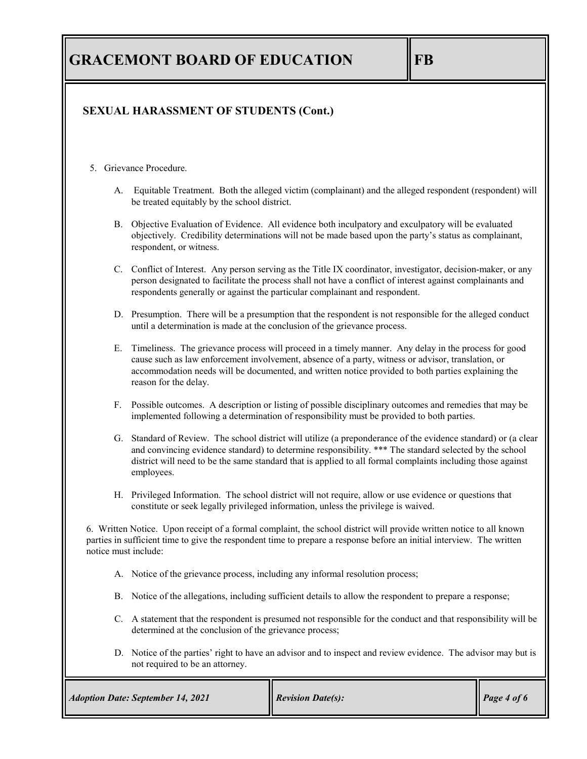## SEXUAL HARASSMENT OF STUDENTS (Cont.)

5. Grievance Procedure.

   A. Equitable Treatment. Both the alleged victim (complainant) and the alleged respondent (respondent) will be treated equitably by the school district.

   B. Objective Evaluation of Evidence. All evidence both inculpatory and exculpatory will be evaluated objectively. Credibility determinations will not be made based upon the party's status as complainant, respondent, or witness.

   C. Conflict of Interest. Any person serving as the Title IX coordinator, investigator, decision-maker, or any person designated to facilitate the process shall not have a conflict of interest against complainants and respondents generally or against the particular complainant and respondent.

   D. Presumption. There will be a presumption that the respondent is not responsible for the alleged conduct until a determination is made at the conclusion of the grievance process.

   E. Timeliness. The grievance process will proceed in a timely manner. Any delay in the process for good cause such as law enforcement involvement, absence of a party, witness or advisor, translation, or accommodation needs will be documented, and written notice provided to both parties explaining the reason for the delay.

   F. Possible outcomes. A description or listing of possible disciplinary outcomes and remedies that may be implemented following a determination of responsibility must be provided to both parties.

   G. Standard of Review. The school district will utilize (a preponderance of the evidence standard) or (a clear and convincing evidence standard) to determine responsibility. *** The standard selected by the school district will need to be the same standard that is applied to all formal complaints including those against employees.

   H. Privileged Information. The school district will not require, allow or use evidence or questions that constitute or seek legally privileged information, unless the privilege is waived.

6. Written Notice. Upon receipt of a formal complaint, the school district will provide written notice to all known parties in sufficient time to give the respondent time to prepare a response before an initial interview. The written notice must include:

   A. Notice of the grievance process, including any informal resolution process;

   B. Notice of the allegations, including sufficient details to allow the respondent to prepare a response;

   C. A statement that the respondent is presumed not responsible for the conduct and that responsibility will be determined at the conclusion of the grievance process;

   D. Notice of the parties' right to have an advisor and to inspect and review evidence. The advisor may but is not required to be an attorney.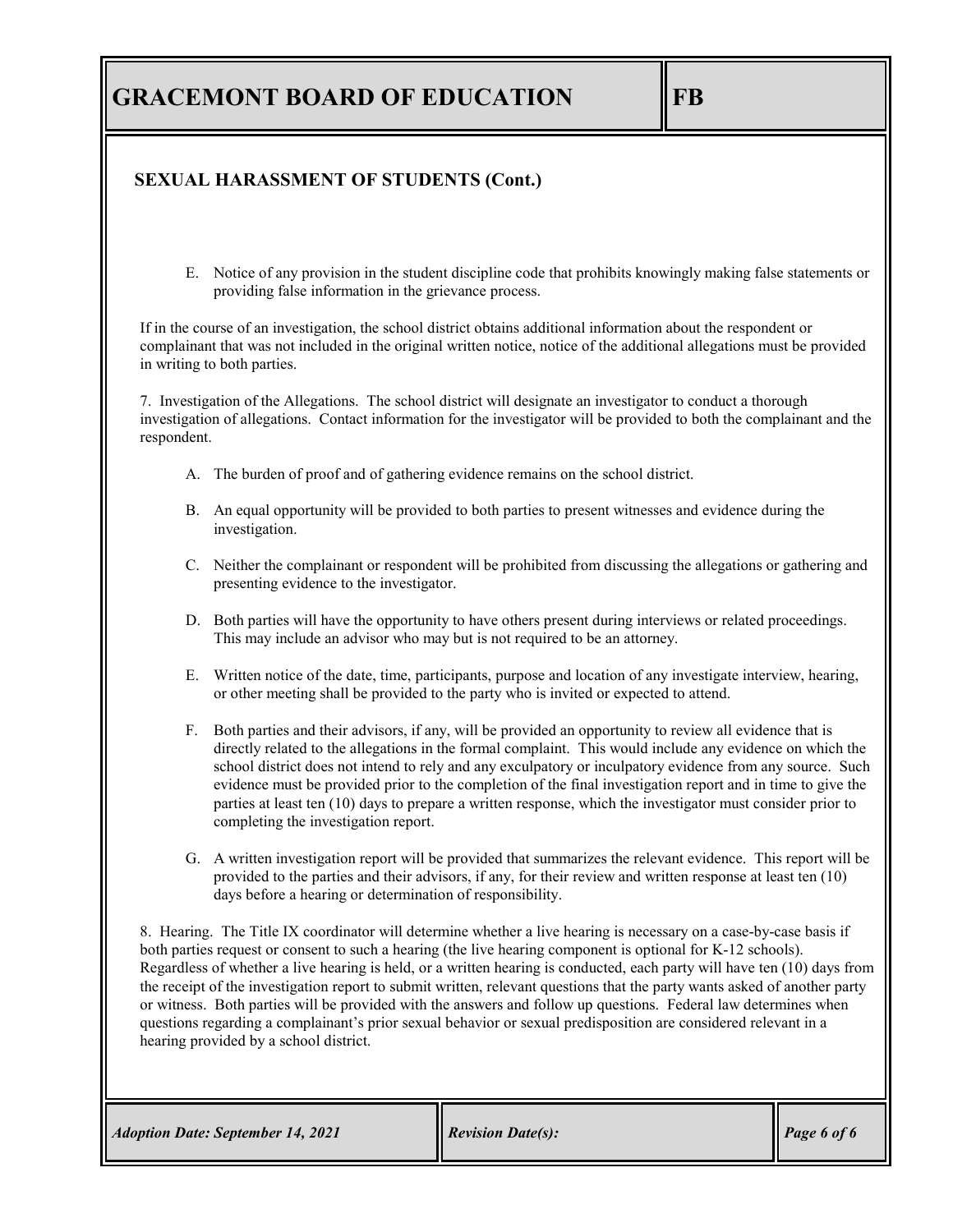## SEXUAL HARASSMENT OF STUDENTS (Cont.)

E. Notice of any provision in the student discipline code that prohibits knowingly making false statements or providing false information in the grievance process.

If in the course of an investigation, the school district obtains additional information about the respondent or complainant that was not included in the original written notice, notice of the additional allegations must be provided in writing to both parties.

7. Investigation of the Allegations. The school district will designate an investigator to conduct a thorough investigation of allegations. Contact information for the investigator will be provided to both the complainant and the respondent.

A. The burden of proof and of gathering evidence remains on the school district.

B. An equal opportunity will be provided to both parties to present witnesses and evidence during the investigation.

C. Neither the complainant or respondent will be prohibited from discussing the allegations or gathering and presenting evidence to the investigator.

D. Both parties will have the opportunity to have others present during interviews or related proceedings. This may include an advisor who may but is not required to be an attorney.

E. Written notice of the date, time, participants, purpose and location of any investigate interview, hearing, or other meeting shall be provided to the party who is invited or expected to attend.

F. Both parties and their advisors, if any, will be provided an opportunity to review all evidence that is directly related to the allegations in the formal complaint. This would include any evidence on which the school district does not intend to rely and any exculpatory or inculpatory evidence from any source. Such evidence must be provided prior to the completion of the final investigation report and in time to give the parties at least ten (10) days to prepare a written response, which the investigator must consider prior to completing the investigation report.

G. A written investigation report will be provided that summarizes the relevant evidence. This report will be provided to the parties and their advisors, if any, for their review and written response at least ten (10) days before a hearing or determination of responsibility.

8. Hearing. The Title IX coordinator will determine whether a live hearing is necessary on a case-by-case basis if both parties request or consent to such a hearing (the live hearing component is optional for K-12 schools). Regardless of whether a live hearing is held, or a written hearing is conducted, each party will have ten (10) days from the receipt of the investigation report to submit written, relevant questions that the party wants asked of another party or witness. Both parties will be provided with the answers and follow up questions. Federal law determines when questions regarding a complainant's prior sexual behavior or sexual predisposition are considered relevant in a hearing provided by a school district.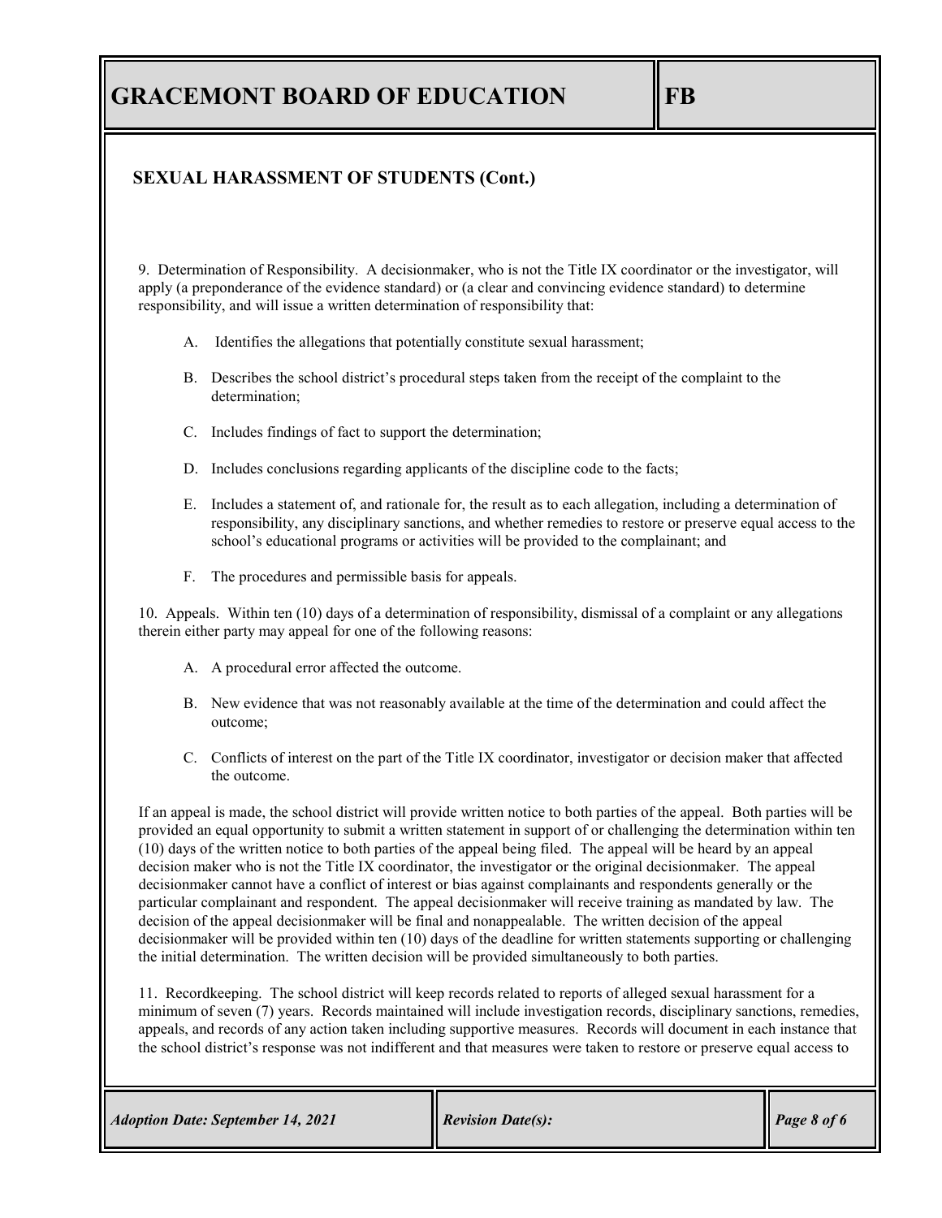## SEXUAL HARASSMENT OF STUDENTS (Cont.)

9. Determination of Responsibility. A decisionmaker, who is not the Title IX coordinator or the investigator, will apply (a preponderance of the evidence standard) or (a clear and convincing evidence standard) to determine responsibility, and will issue a written determination of responsibility that:

A. Identifies the allegations that potentially constitute sexual harassment;

B. Describes the school district's procedural steps taken from the receipt of the complaint to the determination;

C. Includes findings of fact to support the determination;

D. Includes conclusions regarding applicants of the discipline code to the facts;

E. Includes a statement of, and rationale for, the result as to each allegation, including a determination of responsibility, any disciplinary sanctions, and whether remedies to restore or preserve equal access to the school's educational programs or activities will be provided to the complainant; and

F. The procedures and permissible basis for appeals.

10. Appeals. Within ten (10) days of a determination of responsibility, dismissal of a complaint or any allegations therein either party may appeal for one of the following reasons:

A. A procedural error affected the outcome.

B. New evidence that was not reasonably available at the time of the determination and could affect the outcome;

C. Conflicts of interest on the part of the Title IX coordinator, investigator or decision maker that affected the outcome.

If an appeal is made, the school district will provide written notice to both parties of the appeal. Both parties will be provided an equal opportunity to submit a written statement in support of or challenging the determination within ten (10) days of the written notice to both parties of the appeal being filed. The appeal will be heard by an appeal decision maker who is not the Title IX coordinator, the investigator or the original decisionmaker. The appeal decisionmaker cannot have a conflict of interest or bias against complainants and respondents generally or the particular complainant and respondent. The appeal decisionmaker will receive training as mandated by law. The decision of the appeal decisionmaker will be final and nonappealable. The written decision of the appeal decisionmaker will be provided within ten (10) days of the deadline for written statements supporting or challenging the initial determination. The written decision will be provided simultaneously to both parties.

11. Recordkeeping. The school district will keep records related to reports of alleged sexual harassment for a minimum of seven (7) years. Records maintained will include investigation records, disciplinary sanctions, remedies, appeals, and records of any action taken including supportive measures. Records will document in each instance that the school district's response was not indifferent and that measures were taken to restore or preserve equal access to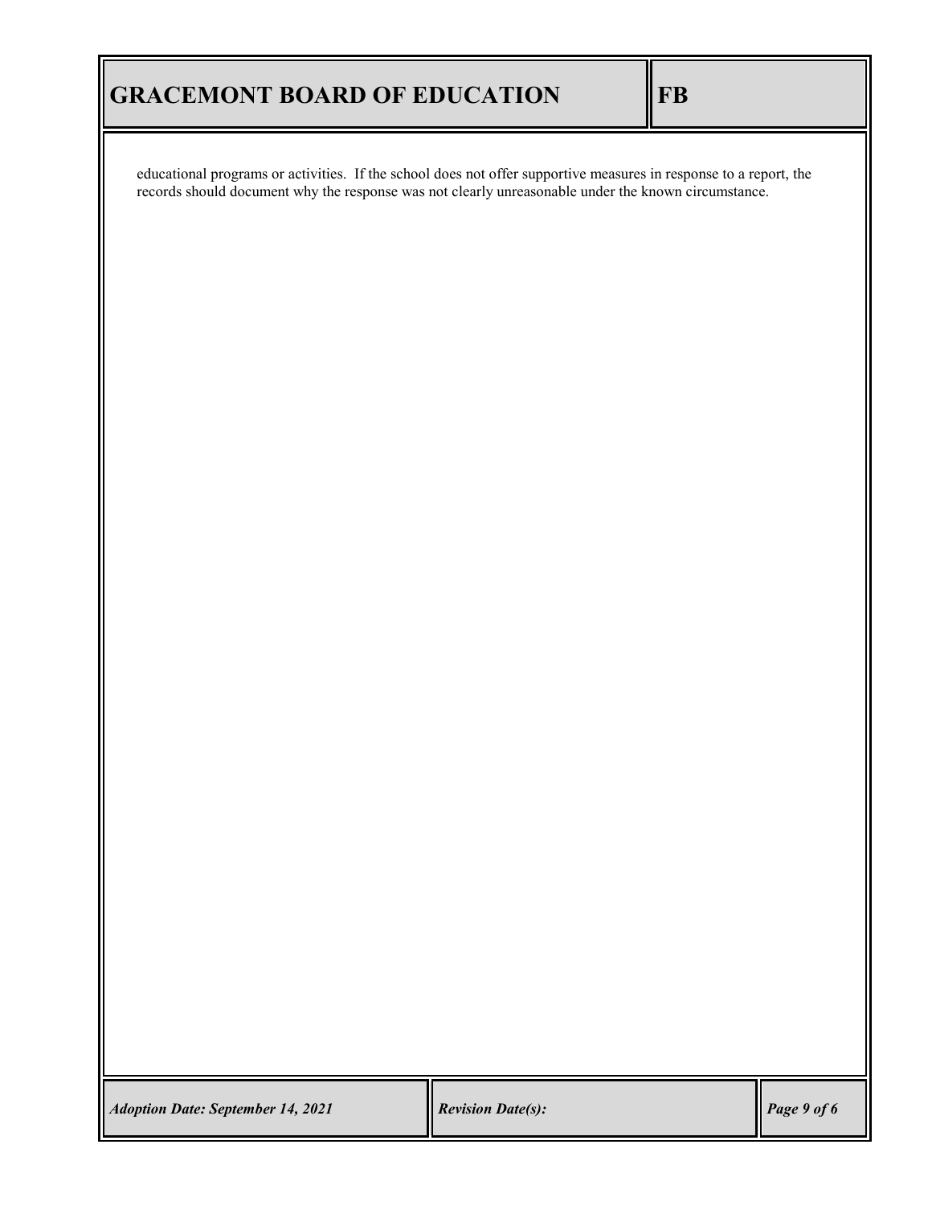educational programs or activities. If the school does not offer supportive measures in response to a report, the records should document why the response was not clearly unreasonable under the known circumstance.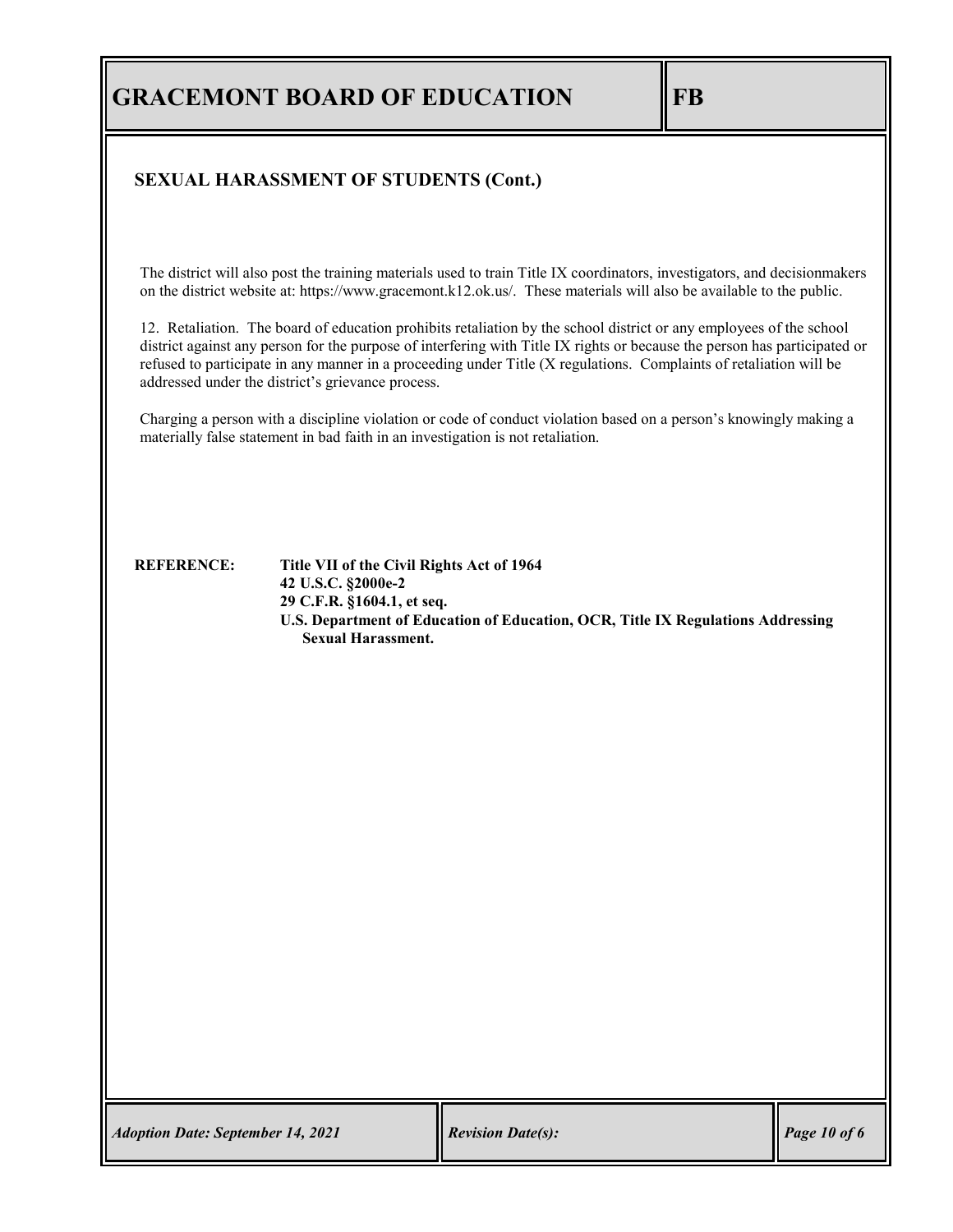## SEXUAL HARASSMENT OF STUDENTS (Cont.)

The district will also post the training materials used to train Title IX coordinators, investigators, and decisionmakers on the district website at: https://www.gracemont.k12.ok.us/. These materials will also be available to the public.

12. Retaliation. The board of education prohibits retaliation by the school district or any employees of the school district against any person for the purpose of interfering with Title IX rights or because the person has participated or refused to participate in any manner in a proceeding under Title (X regulations. Complaints of retaliation will be addressed under the district's grievance process.

Charging a person with a discipline violation or code of conduct violation based on a person's knowingly making a materially false statement in bad faith in an investigation is not retaliation.

**REFERENCE:**

**Title VII of the Civil Rights Act of 1964**
**42 U.S.C. §2000e-2**
**29 C.F.R. §1604.1, et seq.**
**U.S. Department of Education of Education, OCR, Title IX Regulations Addressing Sexual Harassment.**

*Adoption Date: September 14, 2021*

*Revision Date(s):*